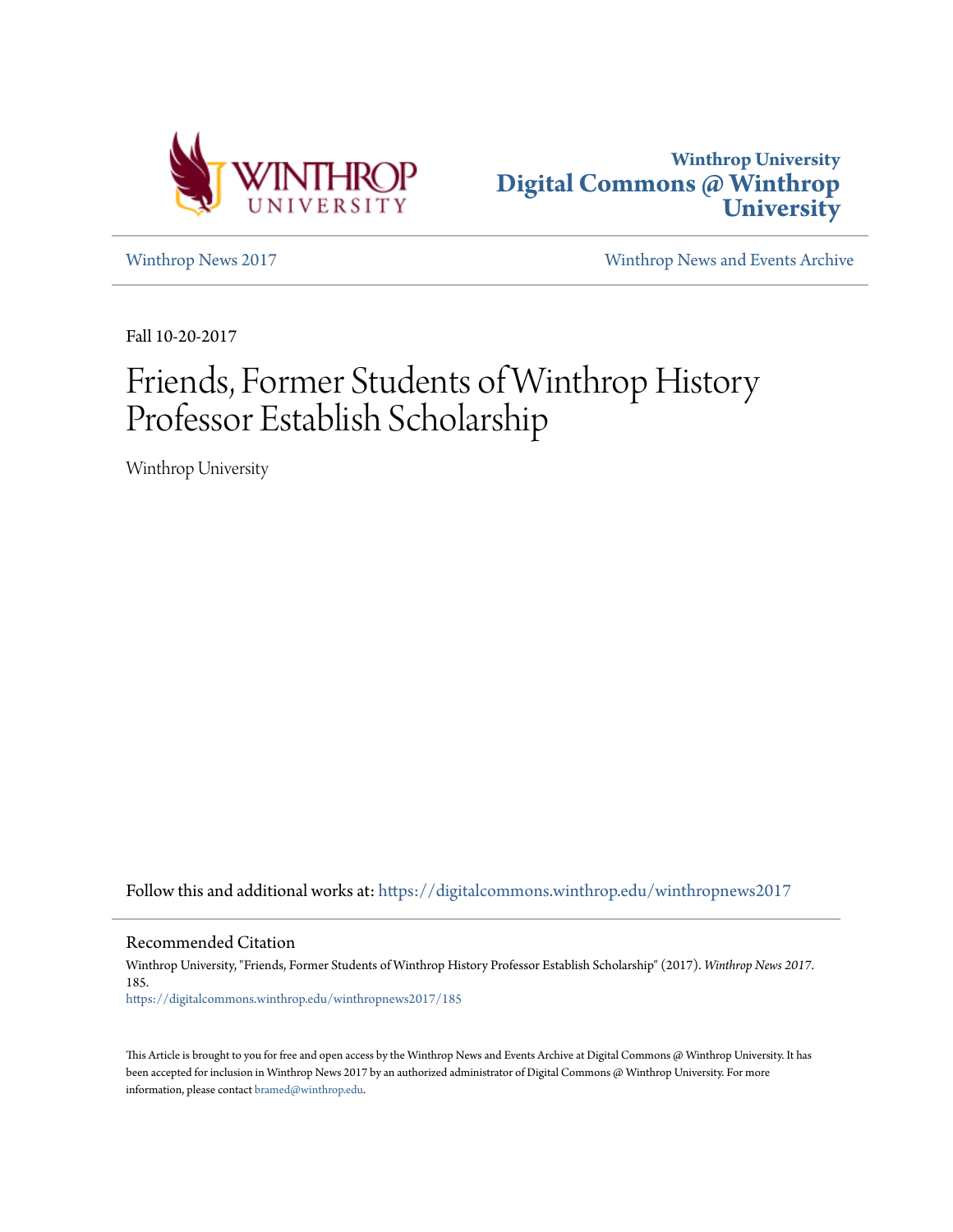Winthrop University
**Digital Commons @ Winthrop University**

Winthrop News 2017

Winthrop News and Events Archive

Fall 10-20-2017

# Friends, Former Students of Winthrop History Professor Establish Scholarship

Winthrop University

Follow this and additional works at: https://digitalcommons.winthrop.edu/winthropnews2017

## Recommended Citation

Winthrop University, "Friends, Former Students of Winthrop History Professor Establish Scholarship" (2017). *Winthrop News 2017*. 185.
https://digitalcommons.winthrop.edu/winthropnews2017/185

This Article is brought to you for free and open access by the Winthrop News and Events Archive at Digital Commons @ Winthrop University. It has been accepted for inclusion in Winthrop News 2017 by an authorized administrator of Digital Commons @ Winthrop University. For more information, please contact bramed@winthrop.edu.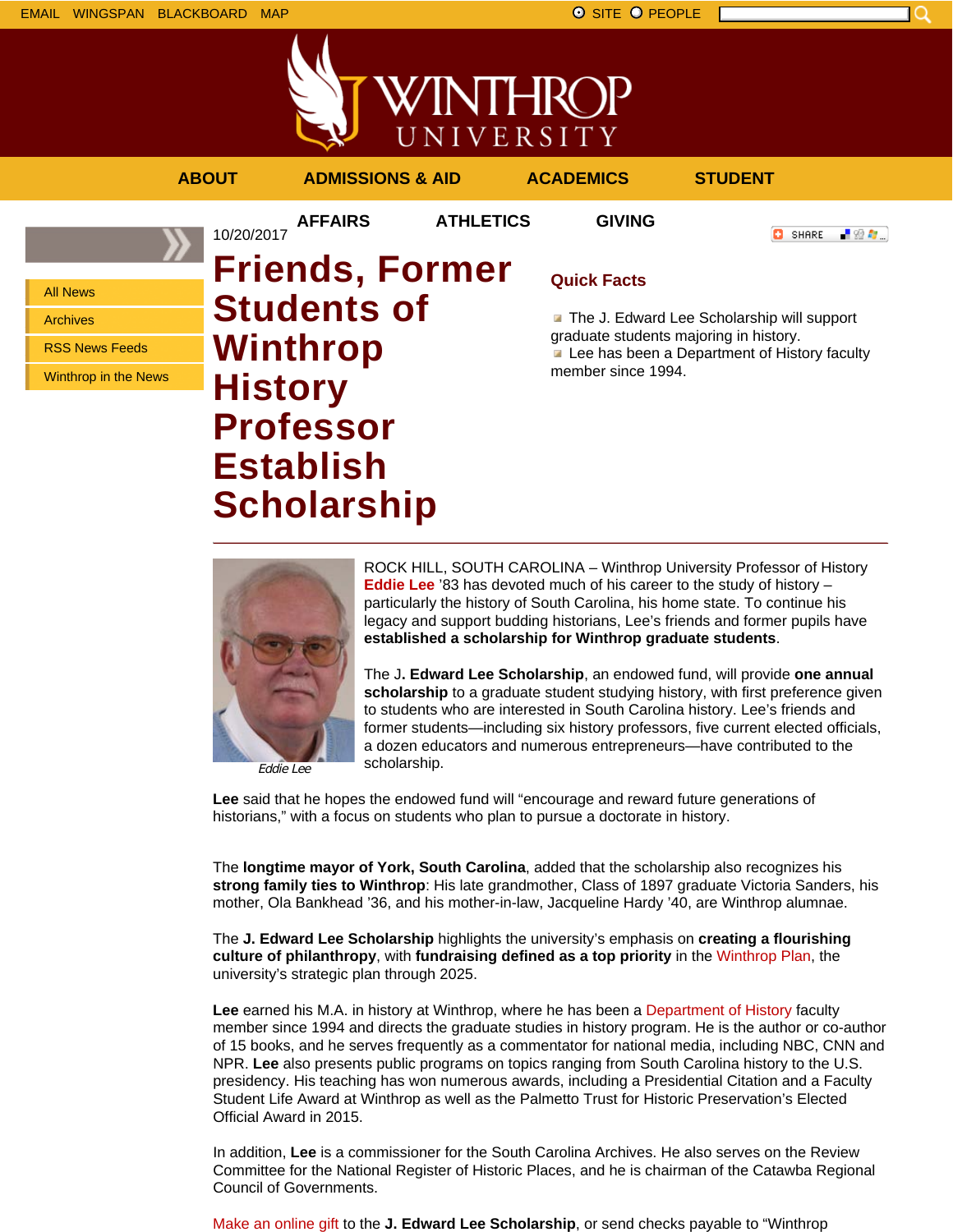EMAIL WINGSPAN BLACKBOARD MAP

SITE PEOPLE

ABOUT ADMISSIONS & AID ACADEMICS STUDENT AFFAIRS ATHLETICS GIVING

- All News
- Archives
- RSS News Feeds
- Winthrop in the News

10/20/2017

# Friends, Former Students of Winthrop History Professor Establish Scholarship

## Quick Facts

- The J. Edward Lee Scholarship will support graduate students majoring in history.
- Lee has been a Department of History faculty member since 1994.

*Eddie Lee*

ROCK HILL, SOUTH CAROLINA – Winthrop University Professor of History Eddie Lee '83 has devoted much of his career to the study of history – particularly the history of South Carolina, his home state. To continue his legacy and support budding historians, Lee's friends and former pupils have **established a scholarship for Winthrop graduate students**.

The J**. Edward Lee Scholarship**, an endowed fund, will provide **one annual scholarship** to a graduate student studying history, with first preference given to students who are interested in South Carolina history. Lee's friends and former students—including six history professors, five current elected officials, a dozen educators and numerous entrepreneurs—have contributed to the scholarship.

**Lee** said that he hopes the endowed fund will "encourage and reward future generations of historians," with a focus on students who plan to pursue a doctorate in history.

The **longtime mayor of York, South Carolina**, added that the scholarship also recognizes his **strong family ties to Winthrop**: His late grandmother, Class of 1897 graduate Victoria Sanders, his mother, Ola Bankhead '36, and his mother-in-law, Jacqueline Hardy '40, are Winthrop alumnae.

The **J. Edward Lee Scholarship** highlights the university's emphasis on **creating a flourishing culture of philanthropy**, with **fundraising defined as a top priority** in the Winthrop Plan, the university's strategic plan through 2025.

**Lee** earned his M.A. in history at Winthrop, where he has been a Department of History faculty member since 1994 and directs the graduate studies in history program. He is the author or co-author of 15 books, and he serves frequently as a commentator for national media, including NBC, CNN and NPR. **Lee** also presents public programs on topics ranging from South Carolina history to the U.S. presidency. His teaching has won numerous awards, including a Presidential Citation and a Faculty Student Life Award at Winthrop as well as the Palmetto Trust for Historic Preservation's Elected Official Award in 2015.

In addition, **Lee** is a commissioner for the South Carolina Archives. He also serves on the Review Committee for the National Register of Historic Places, and he is chairman of the Catawba Regional Council of Governments.

Make an online gift to the **J. Edward Lee Scholarship**, or send checks payable to "Winthrop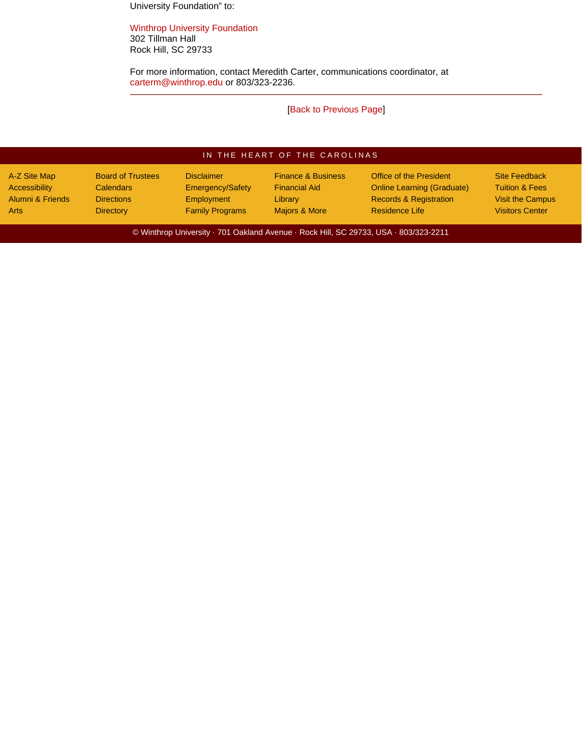University Foundation" to:

Winthrop University Foundation
302 Tillman Hall
Rock Hill, SC 29733

For more information, contact Meredith Carter, communications coordinator, at carterm@winthrop.edu or 803/323-2236.

---

[Back to Previous Page]

IN THE HEART OF THE CAROLINAS

A-Z Site Map
Accessibility
Alumni & Friends
Arts
Board of Trustees
Calendars
Directions
Directory
Disclaimer
Emergency/Safety
Employment
Family Programs
Finance & Business
Financial Aid
Library
Majors & More
Office of the President
Online Learning (Graduate)
Records & Registration
Residence Life
Site Feedback
Tuition & Fees
Visit the Campus
Visitors Center

© Winthrop University · 701 Oakland Avenue · Rock Hill, SC 29733, USA · 803/323-2211